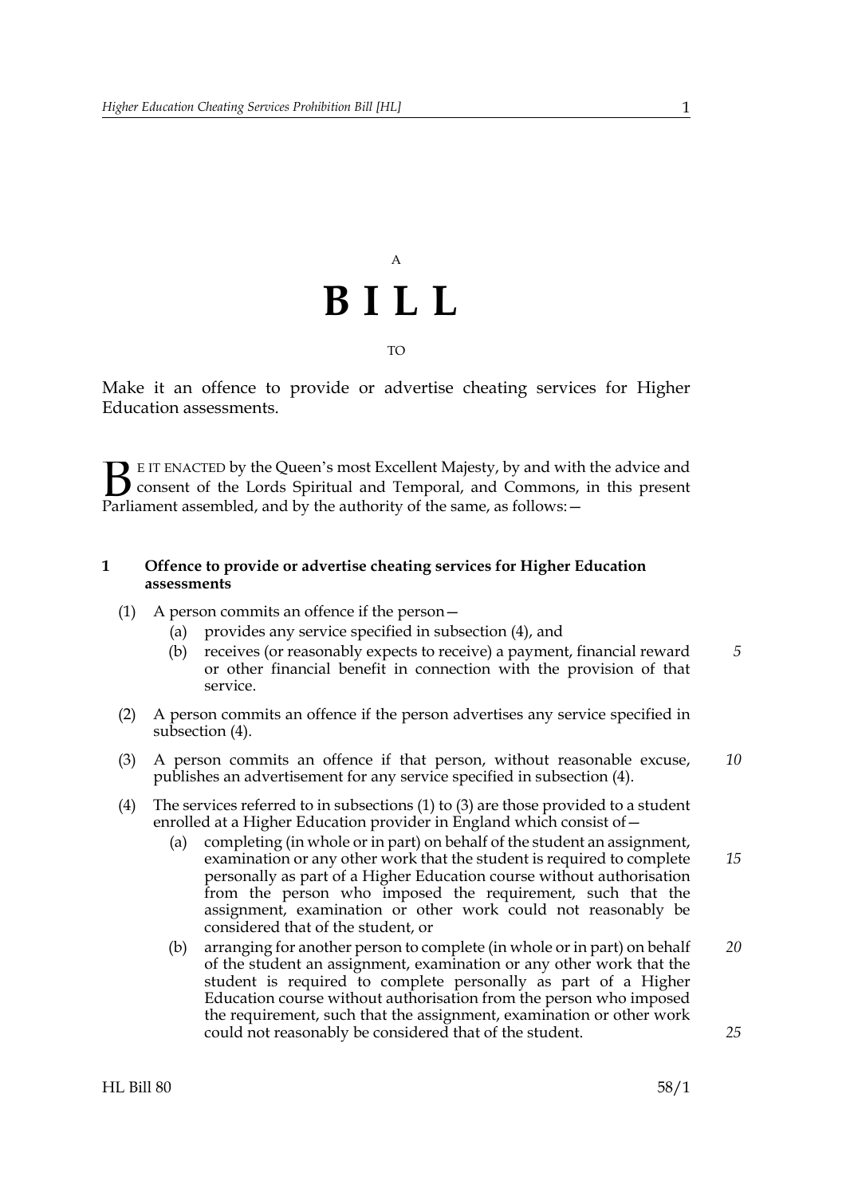A

# BILL

TO

Make it an offence to provide or advertise cheating services for Higher Education assessments.

BE IT ENACTED by the Queen's most Excellent Majesty, by and with the advice and consent of the Lords Spiritual and Temporal, and Commons, in this present Parliament assembled, and by the authority of the same, as follows:—

**1 Offence to provide or advertise cheating services for Higher Education assessments**

(1) A person commits an offence if the person—

(a) provides any service specified in subsection (4), and

(b) receives (or reasonably expects to receive) a payment, financial reward or other financial benefit in connection with the provision of that service.

(2) A person commits an offence if the person advertises any service specified in subsection (4).

(3) A person commits an offence if that person, without reasonable excuse, publishes an advertisement for any service specified in subsection (4).

(4) The services referred to in subsections (1) to (3) are those provided to a student enrolled at a Higher Education provider in England which consist of—

(a) completing (in whole or in part) on behalf of the student an assignment, examination or any other work that the student is required to complete personally as part of a Higher Education course without authorisation from the person who imposed the requirement, such that the assignment, examination or other work could not reasonably be considered that of the student, or

(b) arranging for another person to complete (in whole or in part) on behalf of the student an assignment, examination or any other work that the student is required to complete personally as part of a Higher Education course without authorisation from the person who imposed the requirement, such that the assignment, examination or other work could not reasonably be considered that of the student.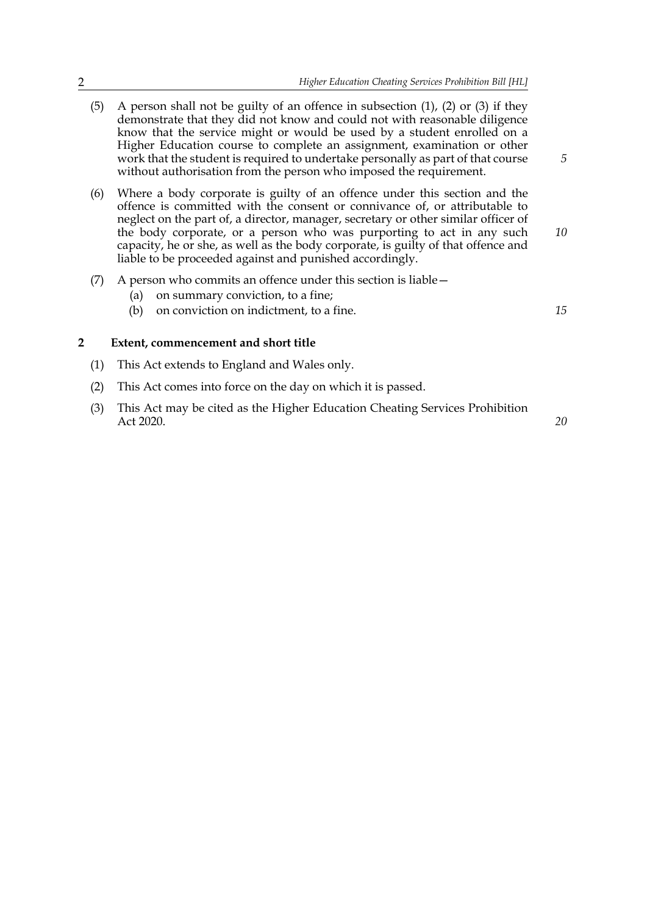(5) A person shall not be guilty of an offence in subsection (1), (2) or (3) if they demonstrate that they did not know and could not with reasonable diligence know that the service might or would be used by a student enrolled on a Higher Education course to complete an assignment, examination or other work that the student is required to undertake personally as part of that course without authorisation from the person who imposed the requirement.

(6) Where a body corporate is guilty of an offence under this section and the offence is committed with the consent or connivance of, or attributable to neglect on the part of, a director, manager, secretary or other similar officer of the body corporate, or a person who was purporting to act in any such capacity, he or she, as well as the body corporate, is guilty of that offence and liable to be proceeded against and punished accordingly.

(7) A person who commits an offence under this section is liable—

(a) on summary conviction, to a fine;

(b) on conviction on indictment, to a fine.

## 2 Extent, commencement and short title

(1) This Act extends to England and Wales only.

(2) This Act comes into force on the day on which it is passed.

(3) This Act may be cited as the Higher Education Cheating Services Prohibition Act 2020.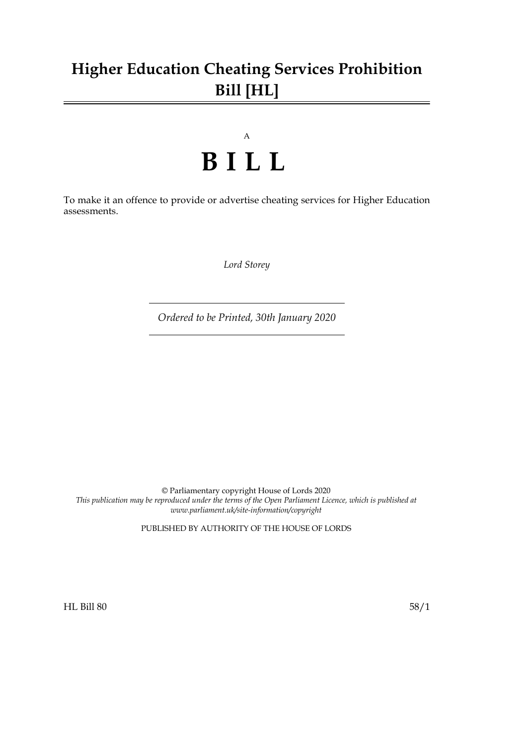# Higher Education Cheating Services Prohibition Bill [HL]

A

# B I L L

To make it an offence to provide or advertise cheating services for Higher Education assessments.

*Lord Storey*

*Ordered to be Printed, 30th January 2020*

© Parliamentary copyright House of Lords 2020
*This publication may be reproduced under the terms of the Open Parliament Licence, which is published at www.parliament.uk/site-information/copyright*

PUBLISHED BY AUTHORITY OF THE HOUSE OF LORDS

HL Bill 80 58/1